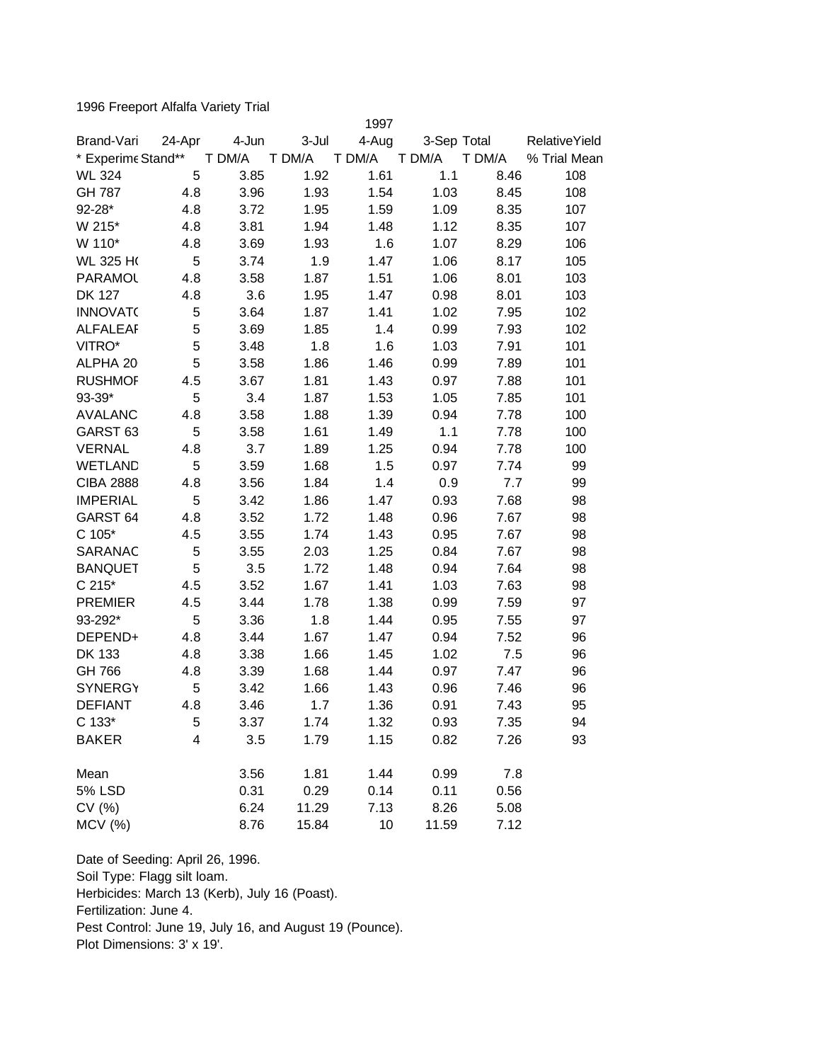1996 Freeport Alfalfa Variety Trial

| Brand-Vari | 24-Apr | 4-Jun | 3-Jul | 1997 4-Aug | 3-Sep | Total | RelativeYield |
|---|---|---|---|---|---|---|---|
| * Experime | Stand** | T DM/A | T DM/A | T DM/A | T DM/A | T DM/A | % Trial Mean |
| WL 324 | 5 | 3.85 | 1.92 | 1.61 | 1.1 | 8.46 | 108 |
| GH 787 | 4.8 | 3.96 | 1.93 | 1.54 | 1.03 | 8.45 | 108 |
| 92-28* | 4.8 | 3.72 | 1.95 | 1.59 | 1.09 | 8.35 | 107 |
| W 215* | 4.8 | 3.81 | 1.94 | 1.48 | 1.12 | 8.35 | 107 |
| W 110* | 4.8 | 3.69 | 1.93 | 1.6 | 1.07 | 8.29 | 106 |
| WL 325 H( | 5 | 3.74 | 1.9 | 1.47 | 1.06 | 8.17 | 105 |
| PARAMOU | 4.8 | 3.58 | 1.87 | 1.51 | 1.06 | 8.01 | 103 |
| DK 127 | 4.8 | 3.6 | 1.95 | 1.47 | 0.98 | 8.01 | 103 |
| INNOVATC | 5 | 3.64 | 1.87 | 1.41 | 1.02 | 7.95 | 102 |
| ALFALEAF | 5 | 3.69 | 1.85 | 1.4 | 0.99 | 7.93 | 102 |
| VITRO* | 5 | 3.48 | 1.8 | 1.6 | 1.03 | 7.91 | 101 |
| ALPHA 20 | 5 | 3.58 | 1.86 | 1.46 | 0.99 | 7.89 | 101 |
| RUSHMOF | 4.5 | 3.67 | 1.81 | 1.43 | 0.97 | 7.88 | 101 |
| 93-39* | 5 | 3.4 | 1.87 | 1.53 | 1.05 | 7.85 | 101 |
| AVALANC | 4.8 | 3.58 | 1.88 | 1.39 | 0.94 | 7.78 | 100 |
| GARST 63 | 5 | 3.58 | 1.61 | 1.49 | 1.1 | 7.78 | 100 |
| VERNAL | 4.8 | 3.7 | 1.89 | 1.25 | 0.94 | 7.78 | 100 |
| WETLAND | 5 | 3.59 | 1.68 | 1.5 | 0.97 | 7.74 | 99 |
| CIBA 2888 | 4.8 | 3.56 | 1.84 | 1.4 | 0.9 | 7.7 | 99 |
| IMPERIAL | 5 | 3.42 | 1.86 | 1.47 | 0.93 | 7.68 | 98 |
| GARST 64 | 4.8 | 3.52 | 1.72 | 1.48 | 0.96 | 7.67 | 98 |
| C 105* | 4.5 | 3.55 | 1.74 | 1.43 | 0.95 | 7.67 | 98 |
| SARANAC | 5 | 3.55 | 2.03 | 1.25 | 0.84 | 7.67 | 98 |
| BANQUET | 5 | 3.5 | 1.72 | 1.48 | 0.94 | 7.64 | 98 |
| C 215* | 4.5 | 3.52 | 1.67 | 1.41 | 1.03 | 7.63 | 98 |
| PREMIER | 4.5 | 3.44 | 1.78 | 1.38 | 0.99 | 7.59 | 97 |
| 93-292* | 5 | 3.36 | 1.8 | 1.44 | 0.95 | 7.55 | 97 |
| DEPEND+ | 4.8 | 3.44 | 1.67 | 1.47 | 0.94 | 7.52 | 96 |
| DK 133 | 4.8 | 3.38 | 1.66 | 1.45 | 1.02 | 7.5 | 96 |
| GH 766 | 4.8 | 3.39 | 1.68 | 1.44 | 0.97 | 7.47 | 96 |
| SYNERGY | 5 | 3.42 | 1.66 | 1.43 | 0.96 | 7.46 | 96 |
| DEFIANT | 4.8 | 3.46 | 1.7 | 1.36 | 0.91 | 7.43 | 95 |
| C 133* | 5 | 3.37 | 1.74 | 1.32 | 0.93 | 7.35 | 94 |
| BAKER | 4 | 3.5 | 1.79 | 1.15 | 0.82 | 7.26 | 93 |
| | | | | | | | |
| Mean | | 3.56 | 1.81 | 1.44 | 0.99 | 7.8 | |
| 5% LSD | | 0.31 | 0.29 | 0.14 | 0.11 | 0.56 | |
| CV (%) | | 6.24 | 11.29 | 7.13 | 8.26 | 5.08 | |
| MCV (%) | | 8.76 | 15.84 | 10 | 11.59 | 7.12 | |

Date of Seeding: April 26, 1996.
Soil Type: Flagg silt loam.
Herbicides: March 13 (Kerb), July 16 (Poast).
Fertilization: June 4.
Pest Control: June 19, July 16, and August 19 (Pounce).
Plot Dimensions: 3' x 19'.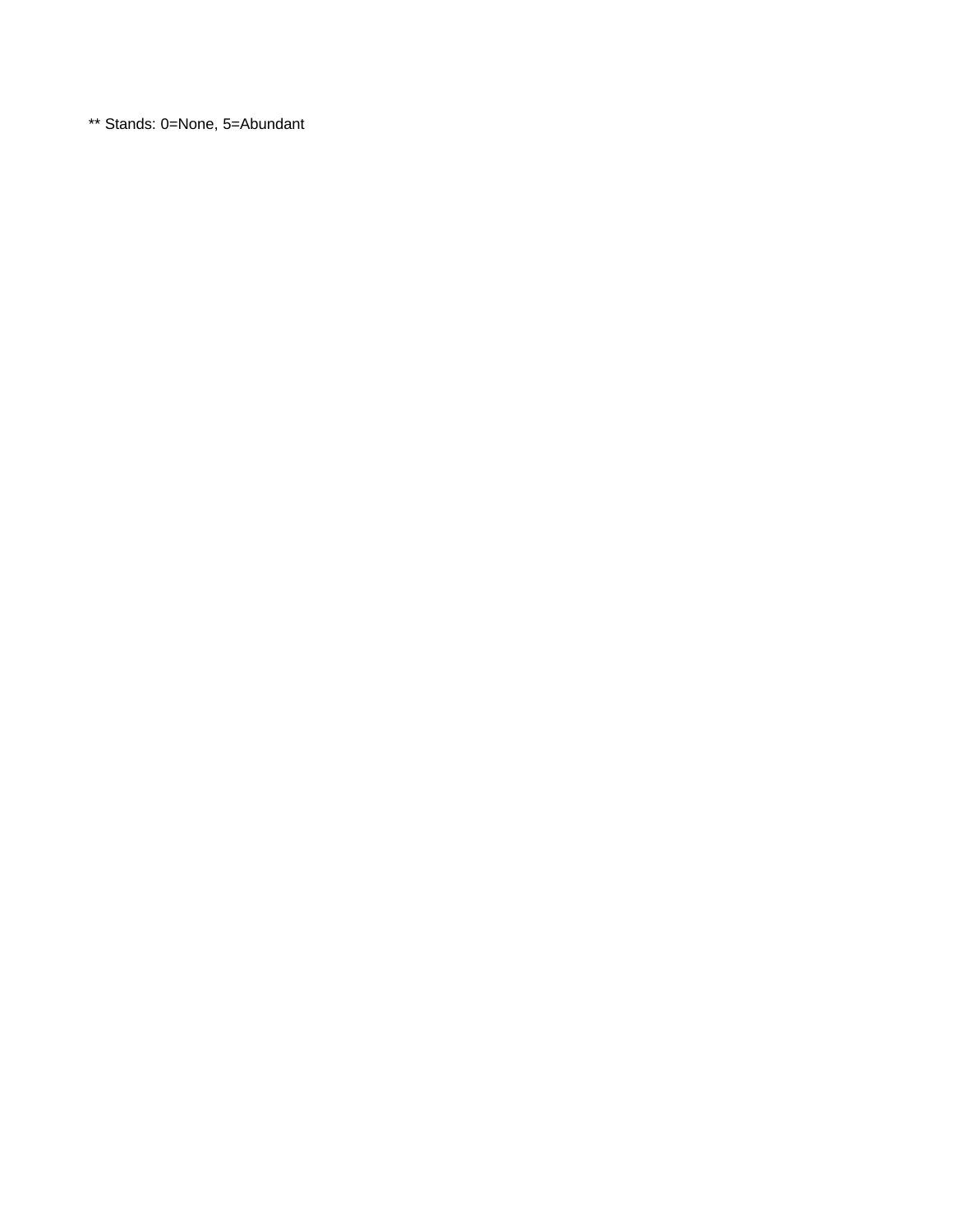** Stands: 0=None, 5=Abundant